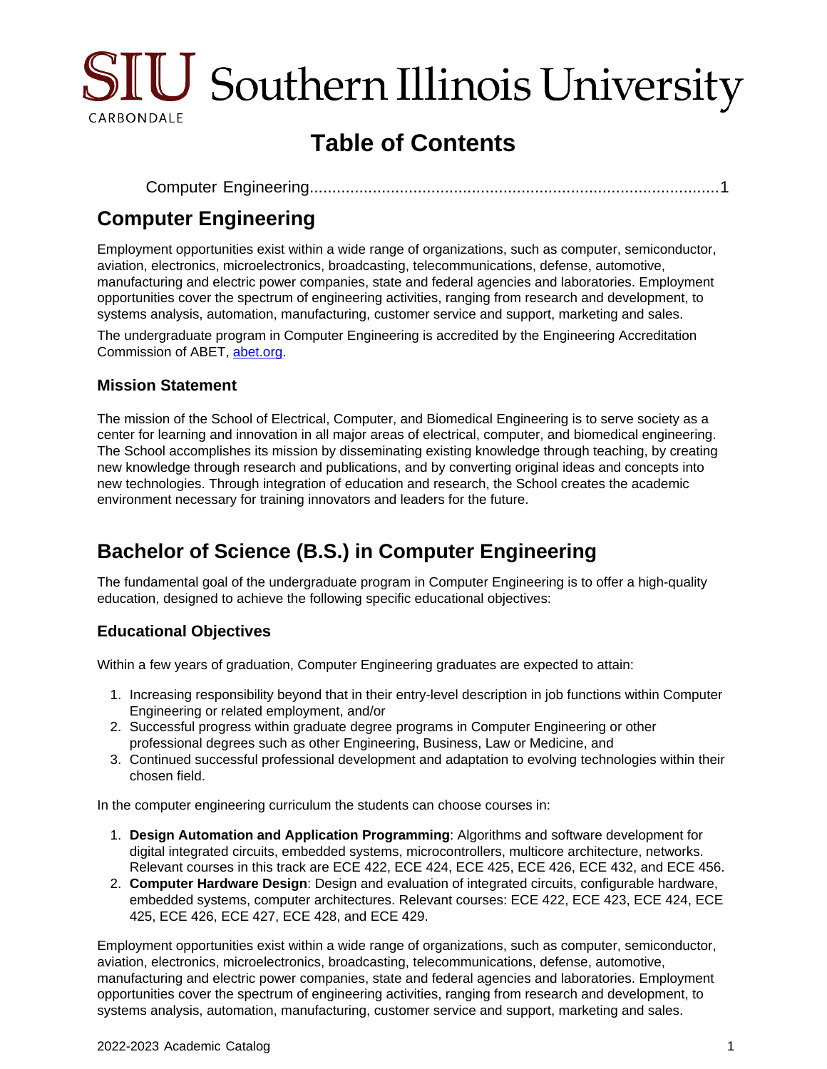SIU Southern Illinois University
CARBONDALE

# Table of Contents

Computer Engineering..........................................................................................1

## Computer Engineering

Employment opportunities exist within a wide range of organizations, such as computer, semiconductor, aviation, electronics, microelectronics, broadcasting, telecommunications, defense, automotive, manufacturing and electric power companies, state and federal agencies and laboratories. Employment opportunities cover the spectrum of engineering activities, ranging from research and development, to systems analysis, automation, manufacturing, customer service and support, marketing and sales.

The undergraduate program in Computer Engineering is accredited by the Engineering Accreditation Commission of ABET, [abet.org](abet.org).

### Mission Statement

The mission of the School of Electrical, Computer, and Biomedical Engineering is to serve society as a center for learning and innovation in all major areas of electrical, computer, and biomedical engineering. The School accomplishes its mission by disseminating existing knowledge through teaching, by creating new knowledge through research and publications, and by converting original ideas and concepts into new technologies. Through integration of education and research, the School creates the academic environment necessary for training innovators and leaders for the future.

## Bachelor of Science (B.S.) in Computer Engineering

The fundamental goal of the undergraduate program in Computer Engineering is to offer a high-quality education, designed to achieve the following specific educational objectives:

### Educational Objectives

Within a few years of graduation, Computer Engineering graduates are expected to attain:

1. Increasing responsibility beyond that in their entry-level description in job functions within Computer Engineering or related employment, and/or
2. Successful progress within graduate degree programs in Computer Engineering or other professional degrees such as other Engineering, Business, Law or Medicine, and
3. Continued successful professional development and adaptation to evolving technologies within their chosen field.

In the computer engineering curriculum the students can choose courses in:

1. **Design Automation and Application Programming**: Algorithms and software development for digital integrated circuits, embedded systems, microcontrollers, multicore architecture, networks. Relevant courses in this track are ECE 422, ECE 424, ECE 425, ECE 426, ECE 432, and ECE 456.
2. **Computer Hardware Design**: Design and evaluation of integrated circuits, configurable hardware, embedded systems, computer architectures. Relevant courses: ECE 422, ECE 423, ECE 424, ECE 425, ECE 426, ECE 427, ECE 428, and ECE 429.

Employment opportunities exist within a wide range of organizations, such as computer, semiconductor, aviation, electronics, microelectronics, broadcasting, telecommunications, defense, automotive, manufacturing and electric power companies, state and federal agencies and laboratories. Employment opportunities cover the spectrum of engineering activities, ranging from research and development, to systems analysis, automation, manufacturing, customer service and support, marketing and sales.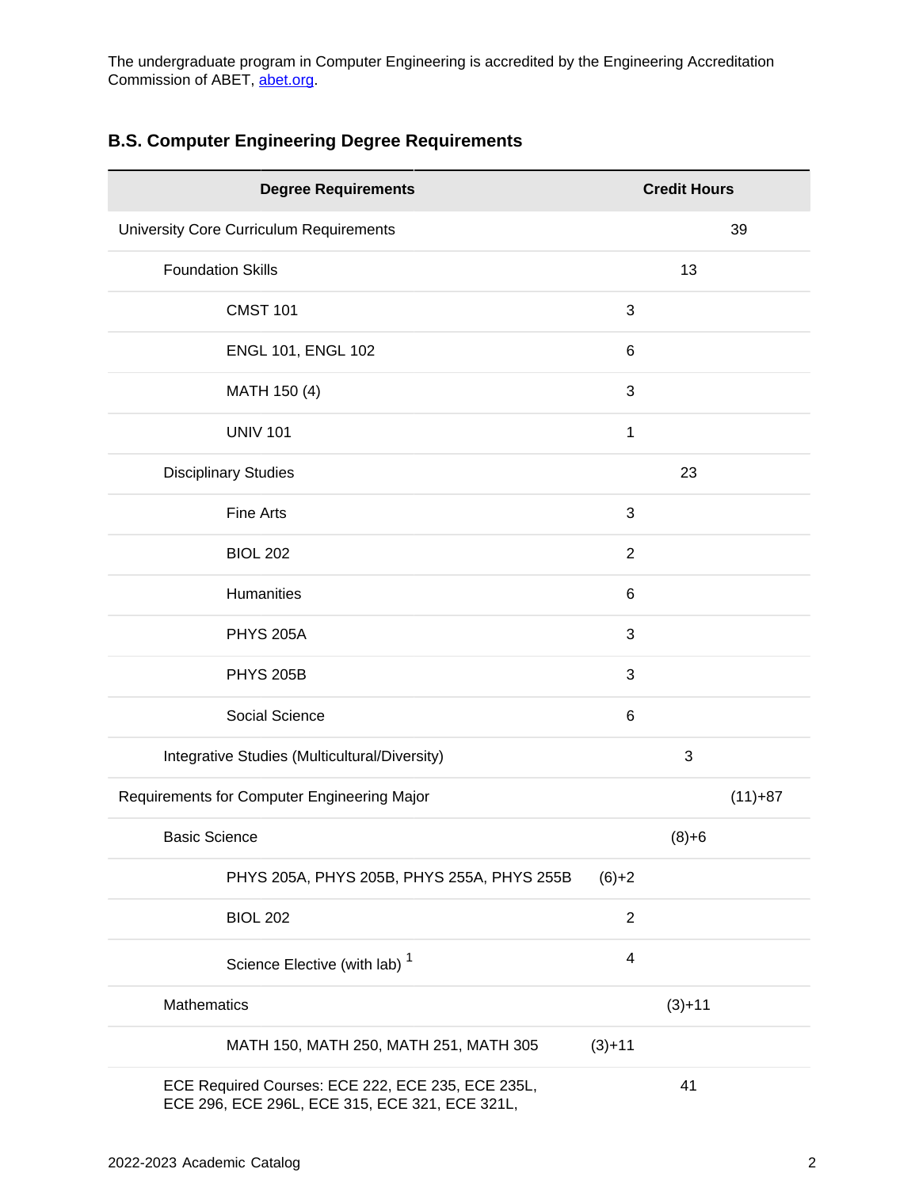The undergraduate program in Computer Engineering is accredited by the Engineering Accreditation Commission of ABET, abet.org.

## B.S. Computer Engineering Degree Requirements

| Degree Requirements | | Credit Hours | |
|---|---|---|---|
| University Core Curriculum Requirements | | | 39 |
| Foundation Skills | | 13 | |
| CMST 101 | 3 | | |
| ENGL 101, ENGL 102 | 6 | | |
| MATH 150 (4) | 3 | | |
| UNIV 101 | 1 | | |
| Disciplinary Studies | | 23 | |
| Fine Arts | 3 | | |
| BIOL 202 | 2 | | |
| Humanities | 6 | | |
| PHYS 205A | 3 | | |
| PHYS 205B | 3 | | |
| Social Science | 6 | | |
| Integrative Studies (Multicultural/Diversity) | | 3 | |
| Requirements for Computer Engineering Major | | | (11)+87 |
| Basic Science | | (8)+6 | |
| PHYS 205A, PHYS 205B, PHYS 255A, PHYS 255B | (6)+2 | | |
| BIOL 202 | 2 | | |
| Science Elective (with lab) [1] | 4 | | |
| Mathematics | | (3)+11 | |
| MATH 150, MATH 250, MATH 251, MATH 305 | (3)+11 | | |
| ECE Required Courses: ECE 222, ECE 235, ECE 235L, ECE 296, ECE 296L, ECE 315, ECE 321, ECE 321L, | | 41 | |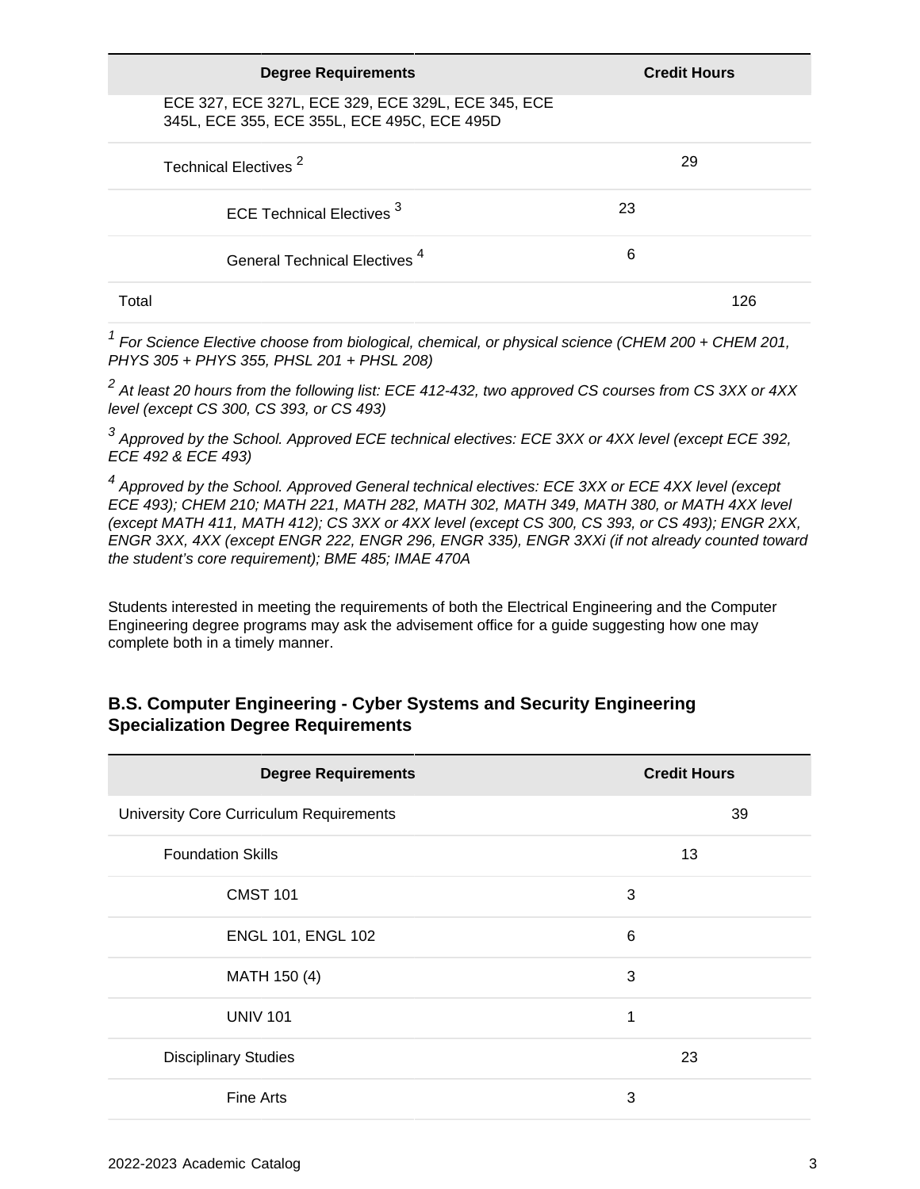| Degree Requirements | | | Credit Hours |
|---|---|---|---|
| ECE 327, ECE 327L, ECE 329, ECE 329L, ECE 345, ECE 345L, ECE 355, ECE 355L, ECE 495C, ECE 495D | | | |
| Technical Electives [2] | | 29 | |
| ECE Technical Electives [3] | 23 | | |
| General Technical Electives [4] | 6 | | |
| Total | | | 126 |

*[1] For Science Elective choose from biological, chemical, or physical science (CHEM 200 + CHEM 201, PHYS 305 + PHYS 355, PHSL 201 + PHSL 208)*

*[2] At least 20 hours from the following list: ECE 412-432, two approved CS courses from CS 3XX or 4XX level (except CS 300, CS 393, or CS 493)*

*[3] Approved by the School. Approved ECE technical electives: ECE 3XX or 4XX level (except ECE 392, ECE 492 & ECE 493)*

*[4] Approved by the School. Approved General technical electives: ECE 3XX or ECE 4XX level (except ECE 493); CHEM 210; MATH 221, MATH 282, MATH 302, MATH 349, MATH 380, or MATH 4XX level (except MATH 411, MATH 412); CS 3XX or 4XX level (except CS 300, CS 393, or CS 493); ENGR 2XX, ENGR 3XX, 4XX (except ENGR 222, ENGR 296, ENGR 335), ENGR 3XXi (if not already counted toward the student's core requirement); BME 485; IMAE 470A*

Students interested in meeting the requirements of both the Electrical Engineering and the Computer Engineering degree programs may ask the advisement office for a guide suggesting how one may complete both in a timely manner.

### B.S. Computer Engineering - Cyber Systems and Security Engineering Specialization Degree Requirements

| Degree Requirements | | | Credit Hours |
|---|---|---|---|
| University Core Curriculum Requirements | | | 39 |
| Foundation Skills | | 13 | |
| CMST 101 | 3 | | |
| ENGL 101, ENGL 102 | 6 | | |
| MATH 150 (4) | 3 | | |
| UNIV 101 | 1 | | |
| Disciplinary Studies | | 23 | |
| Fine Arts | 3 | | |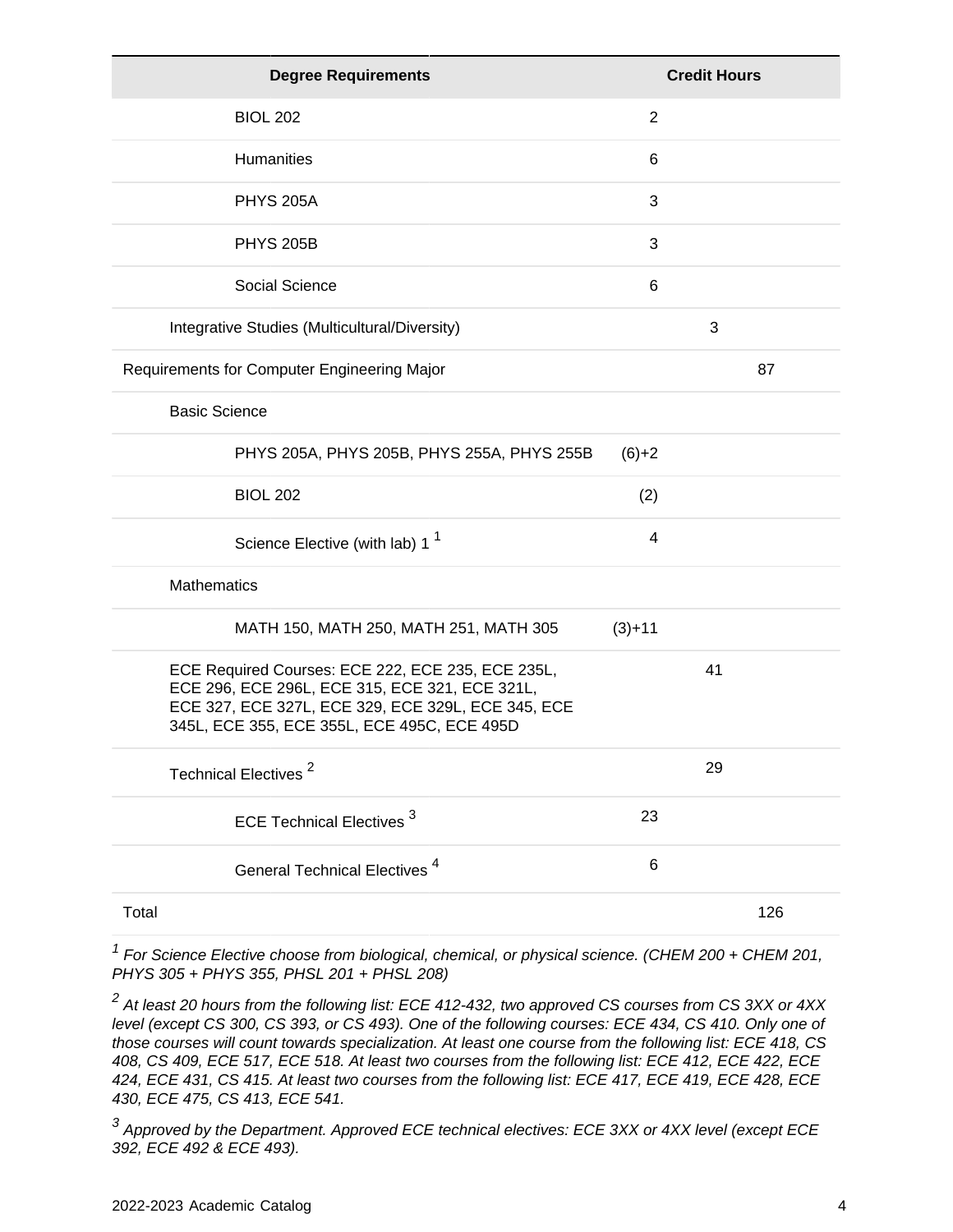| Degree Requirements | | | Credit Hours | | |
|---|---|---|---|---|---|
| | | BIOL 202 | 2 | | |
| | | Humanities | 6 | | |
| | | PHYS 205A | 3 | | |
| | | PHYS 205B | 3 | | |
| | | Social Science | 6 | | |
| | Integrative Studies (Multicultural/Diversity) | | | 3 | |
| Requirements for Computer Engineering Major | | | | | 87 |
| | Basic Science | | | | |
| | | PHYS 205A, PHYS 205B, PHYS 255A, PHYS 255B | (6)+2 | | |
| | | BIOL 202 | (2) | | |
| | | Science Elective (with lab) 1 [1] | 4 | | |
| | Mathematics | | | | |
| | | MATH 150, MATH 250, MATH 251, MATH 305 | (3)+11 | | |
| | ECE Required Courses: ECE 222, ECE 235, ECE 235L, ECE 296, ECE 296L, ECE 315, ECE 321, ECE 321L, ECE 327, ECE 327L, ECE 329, ECE 329L, ECE 345, ECE 345L, ECE 355, ECE 355L, ECE 495C, ECE 495D | | | 41 | |
| | Technical Electives [2] | | | 29 | |
| | | ECE Technical Electives [3] | 23 | | |
| | | General Technical Electives [4] | 6 | | |
| Total | | | | | 126 |

[1] *For Science Elective choose from biological, chemical, or physical science. (CHEM 200 + CHEM 201, PHYS 305 + PHYS 355, PHSL 201 + PHSL 208)*

[2] *At least 20 hours from the following list: ECE 412-432, two approved CS courses from CS 3XX or 4XX level (except CS 300, CS 393, or CS 493). One of the following courses: ECE 434, CS 410. Only one of those courses will count towards specialization. At least one course from the following list: ECE 418, CS 408, CS 409, ECE 517, ECE 518. At least two courses from the following list: ECE 412, ECE 422, ECE 424, ECE 431, CS 415. At least two courses from the following list: ECE 417, ECE 419, ECE 428, ECE 430, ECE 475, CS 413, ECE 541.*

[3] *Approved by the Department. Approved ECE technical electives: ECE 3XX or 4XX level (except ECE 392, ECE 492 & ECE 493).*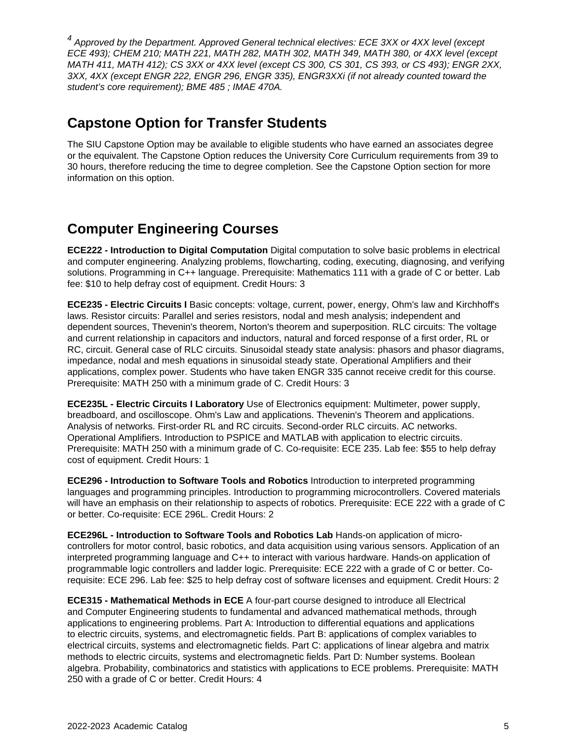*[4] Approved by the Department. Approved General technical electives: ECE 3XX or 4XX level (except ECE 493); CHEM 210; MATH 221, MATH 282, MATH 302, MATH 349, MATH 380, or 4XX level (except MATH 411, MATH 412); CS 3XX or 4XX level (except CS 300, CS 301, CS 393, or CS 493); ENGR 2XX, 3XX, 4XX (except ENGR 222, ENGR 296, ENGR 335), ENGR3XXi (if not already counted toward the student's core requirement); BME 485 ; IMAE 470A.*

## Capstone Option for Transfer Students

The SIU Capstone Option may be available to eligible students who have earned an associates degree or the equivalent. The Capstone Option reduces the University Core Curriculum requirements from 39 to 30 hours, therefore reducing the time to degree completion. See the Capstone Option section for more information on this option.

## Computer Engineering Courses

**ECE222 - Introduction to Digital Computation** Digital computation to solve basic problems in electrical and computer engineering. Analyzing problems, flowcharting, coding, executing, diagnosing, and verifying solutions. Programming in C++ language. Prerequisite: Mathematics 111 with a grade of C or better. Lab fee: $10 to help defray cost of equipment. Credit Hours: 3

**ECE235 - Electric Circuits I** Basic concepts: voltage, current, power, energy, Ohm's law and Kirchhoff's laws. Resistor circuits: Parallel and series resistors, nodal and mesh analysis; independent and dependent sources, Thevenin's theorem, Norton's theorem and superposition. RLC circuits: The voltage and current relationship in capacitors and inductors, natural and forced response of a first order, RL or RC, circuit. General case of RLC circuits. Sinusoidal steady state analysis: phasors and phasor diagrams, impedance, nodal and mesh equations in sinusoidal steady state. Operational Amplifiers and their applications, complex power. Students who have taken ENGR 335 cannot receive credit for this course. Prerequisite: MATH 250 with a minimum grade of C. Credit Hours: 3

**ECE235L - Electric Circuits I Laboratory** Use of Electronics equipment: Multimeter, power supply, breadboard, and oscilloscope. Ohm's Law and applications. Thevenin's Theorem and applications. Analysis of networks. First-order RL and RC circuits. Second-order RLC circuits. AC networks. Operational Amplifiers. Introduction to PSPICE and MATLAB with application to electric circuits. Prerequisite: MATH 250 with a minimum grade of C. Co-requisite: ECE 235. Lab fee: $55 to help defray cost of equipment. Credit Hours: 1

**ECE296 - Introduction to Software Tools and Robotics** Introduction to interpreted programming languages and programming principles. Introduction to programming microcontrollers. Covered materials will have an emphasis on their relationship to aspects of robotics. Prerequisite: ECE 222 with a grade of C or better. Co-requisite: ECE 296L. Credit Hours: 2

**ECE296L - Introduction to Software Tools and Robotics Lab** Hands-on application of micro-controllers for motor control, basic robotics, and data acquisition using various sensors. Application of an interpreted programming language and C++ to interact with various hardware. Hands-on application of programmable logic controllers and ladder logic. Prerequisite: ECE 222 with a grade of C or better. Co-requisite: ECE 296. Lab fee: $25 to help defray cost of software licenses and equipment. Credit Hours: 2

**ECE315 - Mathematical Methods in ECE** A four-part course designed to introduce all Electrical and Computer Engineering students to fundamental and advanced mathematical methods, through applications to engineering problems. Part A: Introduction to differential equations and applications to electric circuits, systems, and electromagnetic fields. Part B: applications of complex variables to electrical circuits, systems and electromagnetic fields. Part C: applications of linear algebra and matrix methods to electric circuits, systems and electromagnetic fields. Part D: Number systems. Boolean algebra. Probability, combinatorics and statistics with applications to ECE problems. Prerequisite: MATH 250 with a grade of C or better. Credit Hours: 4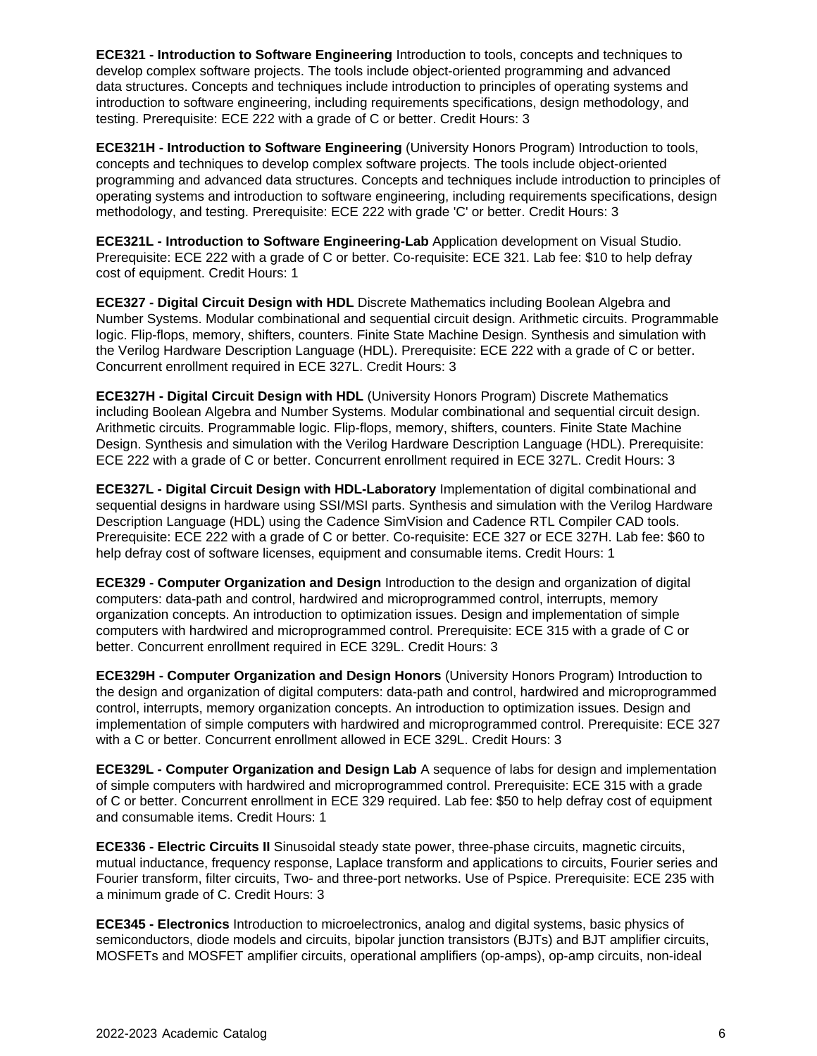**ECE321 - Introduction to Software Engineering** Introduction to tools, concepts and techniques to develop complex software projects. The tools include object-oriented programming and advanced data structures. Concepts and techniques include introduction to principles of operating systems and introduction to software engineering, including requirements specifications, design methodology, and testing. Prerequisite: ECE 222 with a grade of C or better. Credit Hours: 3

**ECE321H - Introduction to Software Engineering** (University Honors Program) Introduction to tools, concepts and techniques to develop complex software projects. The tools include object-oriented programming and advanced data structures. Concepts and techniques include introduction to principles of operating systems and introduction to software engineering, including requirements specifications, design methodology, and testing. Prerequisite: ECE 222 with grade 'C' or better. Credit Hours: 3

**ECE321L - Introduction to Software Engineering-Lab** Application development on Visual Studio. Prerequisite: ECE 222 with a grade of C or better. Co-requisite: ECE 321. Lab fee: $10 to help defray cost of equipment. Credit Hours: 1

**ECE327 - Digital Circuit Design with HDL** Discrete Mathematics including Boolean Algebra and Number Systems. Modular combinational and sequential circuit design. Arithmetic circuits. Programmable logic. Flip-flops, memory, shifters, counters. Finite State Machine Design. Synthesis and simulation with the Verilog Hardware Description Language (HDL). Prerequisite: ECE 222 with a grade of C or better. Concurrent enrollment required in ECE 327L. Credit Hours: 3

**ECE327H - Digital Circuit Design with HDL** (University Honors Program) Discrete Mathematics including Boolean Algebra and Number Systems. Modular combinational and sequential circuit design. Arithmetic circuits. Programmable logic. Flip-flops, memory, shifters, counters. Finite State Machine Design. Synthesis and simulation with the Verilog Hardware Description Language (HDL). Prerequisite: ECE 222 with a grade of C or better. Concurrent enrollment required in ECE 327L. Credit Hours: 3

**ECE327L - Digital Circuit Design with HDL-Laboratory** Implementation of digital combinational and sequential designs in hardware using SSI/MSI parts. Synthesis and simulation with the Verilog Hardware Description Language (HDL) using the Cadence SimVision and Cadence RTL Compiler CAD tools. Prerequisite: ECE 222 with a grade of C or better. Co-requisite: ECE 327 or ECE 327H. Lab fee: $60 to help defray cost of software licenses, equipment and consumable items. Credit Hours: 1

**ECE329 - Computer Organization and Design** Introduction to the design and organization of digital computers: data-path and control, hardwired and microprogrammed control, interrupts, memory organization concepts. An introduction to optimization issues. Design and implementation of simple computers with hardwired and microprogrammed control. Prerequisite: ECE 315 with a grade of C or better. Concurrent enrollment required in ECE 329L. Credit Hours: 3

**ECE329H - Computer Organization and Design Honors** (University Honors Program) Introduction to the design and organization of digital computers: data-path and control, hardwired and microprogrammed control, interrupts, memory organization concepts. An introduction to optimization issues. Design and implementation of simple computers with hardwired and microprogrammed control. Prerequisite: ECE 327 with a C or better. Concurrent enrollment allowed in ECE 329L. Credit Hours: 3

**ECE329L - Computer Organization and Design Lab** A sequence of labs for design and implementation of simple computers with hardwired and microprogrammed control. Prerequisite: ECE 315 with a grade of C or better. Concurrent enrollment in ECE 329 required. Lab fee: $50 to help defray cost of equipment and consumable items. Credit Hours: 1

**ECE336 - Electric Circuits II** Sinusoidal steady state power, three-phase circuits, magnetic circuits, mutual inductance, frequency response, Laplace transform and applications to circuits, Fourier series and Fourier transform, filter circuits, Two- and three-port networks. Use of Pspice. Prerequisite: ECE 235 with a minimum grade of C. Credit Hours: 3

**ECE345 - Electronics** Introduction to microelectronics, analog and digital systems, basic physics of semiconductors, diode models and circuits, bipolar junction transistors (BJTs) and BJT amplifier circuits, MOSFETs and MOSFET amplifier circuits, operational amplifiers (op-amps), op-amp circuits, non-ideal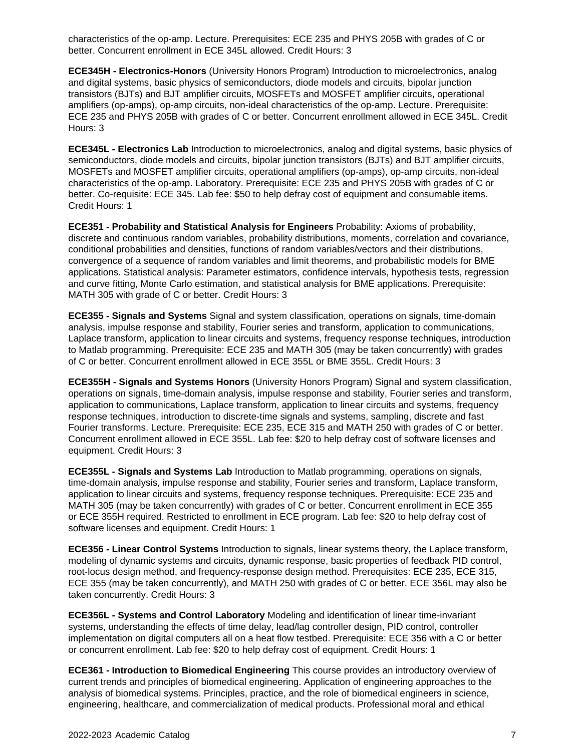characteristics of the op-amp. Lecture. Prerequisites: ECE 235 and PHYS 205B with grades of C or better. Concurrent enrollment in ECE 345L allowed. Credit Hours: 3

**ECE345H - Electronics-Honors** (University Honors Program) Introduction to microelectronics, analog and digital systems, basic physics of semiconductors, diode models and circuits, bipolar junction transistors (BJTs) and BJT amplifier circuits, MOSFETs and MOSFET amplifier circuits, operational amplifiers (op-amps), op-amp circuits, non-ideal characteristics of the op-amp. Lecture. Prerequisite: ECE 235 and PHYS 205B with grades of C or better. Concurrent enrollment allowed in ECE 345L. Credit Hours: 3

**ECE345L - Electronics Lab** Introduction to microelectronics, analog and digital systems, basic physics of semiconductors, diode models and circuits, bipolar junction transistors (BJTs) and BJT amplifier circuits, MOSFETs and MOSFET amplifier circuits, operational amplifiers (op-amps), op-amp circuits, non-ideal characteristics of the op-amp. Laboratory. Prerequisite: ECE 235 and PHYS 205B with grades of C or better. Co-requisite: ECE 345. Lab fee: $50 to help defray cost of equipment and consumable items. Credit Hours: 1

**ECE351 - Probability and Statistical Analysis for Engineers** Probability: Axioms of probability, discrete and continuous random variables, probability distributions, moments, correlation and covariance, conditional probabilities and densities, functions of random variables/vectors and their distributions, convergence of a sequence of random variables and limit theorems, and probabilistic models for BME applications. Statistical analysis: Parameter estimators, confidence intervals, hypothesis tests, regression and curve fitting, Monte Carlo estimation, and statistical analysis for BME applications. Prerequisite: MATH 305 with grade of C or better. Credit Hours: 3

**ECE355 - Signals and Systems** Signal and system classification, operations on signals, time-domain analysis, impulse response and stability, Fourier series and transform, application to communications, Laplace transform, application to linear circuits and systems, frequency response techniques, introduction to Matlab programming. Prerequisite: ECE 235 and MATH 305 (may be taken concurrently) with grades of C or better. Concurrent enrollment allowed in ECE 355L or BME 355L. Credit Hours: 3

**ECE355H - Signals and Systems Honors** (University Honors Program) Signal and system classification, operations on signals, time-domain analysis, impulse response and stability, Fourier series and transform, application to communications, Laplace transform, application to linear circuits and systems, frequency response techniques, introduction to discrete-time signals and systems, sampling, discrete and fast Fourier transforms. Lecture. Prerequisite: ECE 235, ECE 315 and MATH 250 with grades of C or better. Concurrent enrollment allowed in ECE 355L. Lab fee: $20 to help defray cost of software licenses and equipment. Credit Hours: 3

**ECE355L - Signals and Systems Lab** Introduction to Matlab programming, operations on signals, time-domain analysis, impulse response and stability, Fourier series and transform, Laplace transform, application to linear circuits and systems, frequency response techniques. Prerequisite: ECE 235 and MATH 305 (may be taken concurrently) with grades of C or better. Concurrent enrollment in ECE 355 or ECE 355H required. Restricted to enrollment in ECE program. Lab fee: $20 to help defray cost of software licenses and equipment. Credit Hours: 1

**ECE356 - Linear Control Systems** Introduction to signals, linear systems theory, the Laplace transform, modeling of dynamic systems and circuits, dynamic response, basic properties of feedback PID control, root-locus design method, and frequency-response design method. Prerequisites: ECE 235, ECE 315, ECE 355 (may be taken concurrently), and MATH 250 with grades of C or better. ECE 356L may also be taken concurrently. Credit Hours: 3

**ECE356L - Systems and Control Laboratory** Modeling and identification of linear time-invariant systems, understanding the effects of time delay, lead/lag controller design, PID control, controller implementation on digital computers all on a heat flow testbed. Prerequisite: ECE 356 with a C or better or concurrent enrollment. Lab fee: $20 to help defray cost of equipment. Credit Hours: 1

**ECE361 - Introduction to Biomedical Engineering** This course provides an introductory overview of current trends and principles of biomedical engineering. Application of engineering approaches to the analysis of biomedical systems. Principles, practice, and the role of biomedical engineers in science, engineering, healthcare, and commercialization of medical products. Professional moral and ethical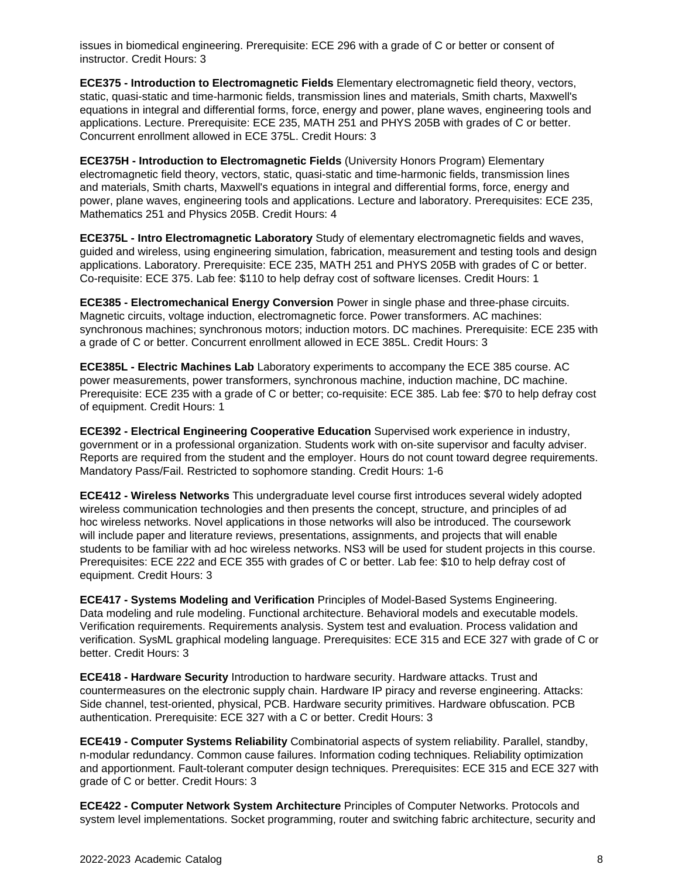issues in biomedical engineering. Prerequisite: ECE 296 with a grade of C or better or consent of instructor. Credit Hours: 3

**ECE375 - Introduction to Electromagnetic Fields** Elementary electromagnetic field theory, vectors, static, quasi-static and time-harmonic fields, transmission lines and materials, Smith charts, Maxwell's equations in integral and differential forms, force, energy and power, plane waves, engineering tools and applications. Lecture. Prerequisite: ECE 235, MATH 251 and PHYS 205B with grades of C or better. Concurrent enrollment allowed in ECE 375L. Credit Hours: 3

**ECE375H - Introduction to Electromagnetic Fields** (University Honors Program) Elementary electromagnetic field theory, vectors, static, quasi-static and time-harmonic fields, transmission lines and materials, Smith charts, Maxwell's equations in integral and differential forms, force, energy and power, plane waves, engineering tools and applications. Lecture and laboratory. Prerequisites: ECE 235, Mathematics 251 and Physics 205B. Credit Hours: 4

**ECE375L - Intro Electromagnetic Laboratory** Study of elementary electromagnetic fields and waves, guided and wireless, using engineering simulation, fabrication, measurement and testing tools and design applications. Laboratory. Prerequisite: ECE 235, MATH 251 and PHYS 205B with grades of C or better. Co-requisite: ECE 375. Lab fee: $110 to help defray cost of software licenses. Credit Hours: 1

**ECE385 - Electromechanical Energy Conversion** Power in single phase and three-phase circuits. Magnetic circuits, voltage induction, electromagnetic force. Power transformers. AC machines: synchronous machines; synchronous motors; induction motors. DC machines. Prerequisite: ECE 235 with a grade of C or better. Concurrent enrollment allowed in ECE 385L. Credit Hours: 3

**ECE385L - Electric Machines Lab** Laboratory experiments to accompany the ECE 385 course. AC power measurements, power transformers, synchronous machine, induction machine, DC machine. Prerequisite: ECE 235 with a grade of C or better; co-requisite: ECE 385. Lab fee: $70 to help defray cost of equipment. Credit Hours: 1

**ECE392 - Electrical Engineering Cooperative Education** Supervised work experience in industry, government or in a professional organization. Students work with on-site supervisor and faculty adviser. Reports are required from the student and the employer. Hours do not count toward degree requirements. Mandatory Pass/Fail. Restricted to sophomore standing. Credit Hours: 1-6

**ECE412 - Wireless Networks** This undergraduate level course first introduces several widely adopted wireless communication technologies and then presents the concept, structure, and principles of ad hoc wireless networks. Novel applications in those networks will also be introduced. The coursework will include paper and literature reviews, presentations, assignments, and projects that will enable students to be familiar with ad hoc wireless networks. NS3 will be used for student projects in this course. Prerequisites: ECE 222 and ECE 355 with grades of C or better. Lab fee: $10 to help defray cost of equipment. Credit Hours: 3

**ECE417 - Systems Modeling and Verification** Principles of Model-Based Systems Engineering. Data modeling and rule modeling. Functional architecture. Behavioral models and executable models. Verification requirements. Requirements analysis. System test and evaluation. Process validation and verification. SysML graphical modeling language. Prerequisites: ECE 315 and ECE 327 with grade of C or better. Credit Hours: 3

**ECE418 - Hardware Security** Introduction to hardware security. Hardware attacks. Trust and countermeasures on the electronic supply chain. Hardware IP piracy and reverse engineering. Attacks: Side channel, test-oriented, physical, PCB. Hardware security primitives. Hardware obfuscation. PCB authentication. Prerequisite: ECE 327 with a C or better. Credit Hours: 3

**ECE419 - Computer Systems Reliability** Combinatorial aspects of system reliability. Parallel, standby, n-modular redundancy. Common cause failures. Information coding techniques. Reliability optimization and apportionment. Fault-tolerant computer design techniques. Prerequisites: ECE 315 and ECE 327 with grade of C or better. Credit Hours: 3

**ECE422 - Computer Network System Architecture** Principles of Computer Networks. Protocols and system level implementations. Socket programming, router and switching fabric architecture, security and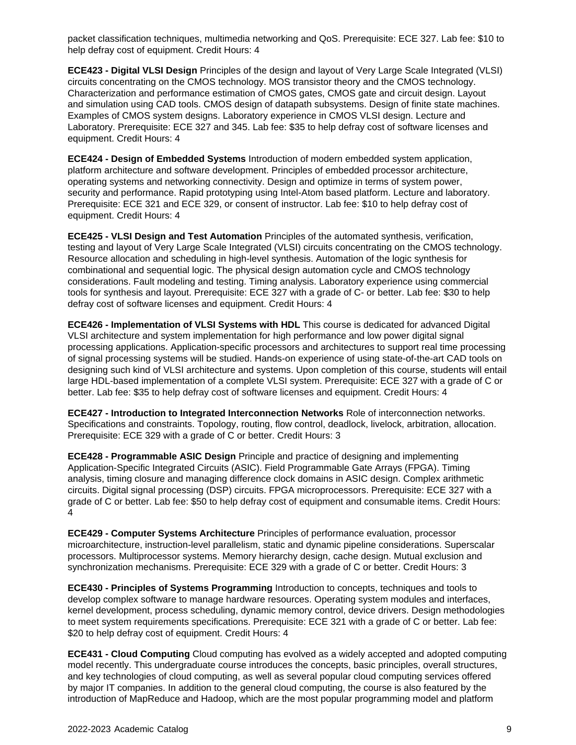packet classification techniques, multimedia networking and QoS. Prerequisite: ECE 327. Lab fee: $10 to help defray cost of equipment. Credit Hours: 4

**ECE423 - Digital VLSI Design** Principles of the design and layout of Very Large Scale Integrated (VLSI) circuits concentrating on the CMOS technology. MOS transistor theory and the CMOS technology. Characterization and performance estimation of CMOS gates, CMOS gate and circuit design. Layout and simulation using CAD tools. CMOS design of datapath subsystems. Design of finite state machines. Examples of CMOS system designs. Laboratory experience in CMOS VLSI design. Lecture and Laboratory. Prerequisite: ECE 327 and 345. Lab fee: $35 to help defray cost of software licenses and equipment. Credit Hours: 4

**ECE424 - Design of Embedded Systems** Introduction of modern embedded system application, platform architecture and software development. Principles of embedded processor architecture, operating systems and networking connectivity. Design and optimize in terms of system power, security and performance. Rapid prototyping using Intel-Atom based platform. Lecture and laboratory. Prerequisite: ECE 321 and ECE 329, or consent of instructor. Lab fee: $10 to help defray cost of equipment. Credit Hours: 4

**ECE425 - VLSI Design and Test Automation** Principles of the automated synthesis, verification, testing and layout of Very Large Scale Integrated (VLSI) circuits concentrating on the CMOS technology. Resource allocation and scheduling in high-level synthesis. Automation of the logic synthesis for combinational and sequential logic. The physical design automation cycle and CMOS technology considerations. Fault modeling and testing. Timing analysis. Laboratory experience using commercial tools for synthesis and layout. Prerequisite: ECE 327 with a grade of C- or better. Lab fee: $30 to help defray cost of software licenses and equipment. Credit Hours: 4

**ECE426 - Implementation of VLSI Systems with HDL** This course is dedicated for advanced Digital VLSI architecture and system implementation for high performance and low power digital signal processing applications. Application-specific processors and architectures to support real time processing of signal processing systems will be studied. Hands-on experience of using state-of-the-art CAD tools on designing such kind of VLSI architecture and systems. Upon completion of this course, students will entail large HDL-based implementation of a complete VLSI system. Prerequisite: ECE 327 with a grade of C or better. Lab fee: $35 to help defray cost of software licenses and equipment. Credit Hours: 4

**ECE427 - Introduction to Integrated Interconnection Networks** Role of interconnection networks. Specifications and constraints. Topology, routing, flow control, deadlock, livelock, arbitration, allocation. Prerequisite: ECE 329 with a grade of C or better. Credit Hours: 3

**ECE428 - Programmable ASIC Design** Principle and practice of designing and implementing Application-Specific Integrated Circuits (ASIC). Field Programmable Gate Arrays (FPGA). Timing analysis, timing closure and managing difference clock domains in ASIC design. Complex arithmetic circuits. Digital signal processing (DSP) circuits. FPGA microprocessors. Prerequisite: ECE 327 with a grade of C or better. Lab fee: $50 to help defray cost of equipment and consumable items. Credit Hours: 4

**ECE429 - Computer Systems Architecture** Principles of performance evaluation, processor microarchitecture, instruction-level parallelism, static and dynamic pipeline considerations. Superscalar processors. Multiprocessor systems. Memory hierarchy design, cache design. Mutual exclusion and synchronization mechanisms. Prerequisite: ECE 329 with a grade of C or better. Credit Hours: 3

**ECE430 - Principles of Systems Programming** Introduction to concepts, techniques and tools to develop complex software to manage hardware resources. Operating system modules and interfaces, kernel development, process scheduling, dynamic memory control, device drivers. Design methodologies to meet system requirements specifications. Prerequisite: ECE 321 with a grade of C or better. Lab fee: $20 to help defray cost of equipment. Credit Hours: 4

**ECE431 - Cloud Computing** Cloud computing has evolved as a widely accepted and adopted computing model recently. This undergraduate course introduces the concepts, basic principles, overall structures, and key technologies of cloud computing, as well as several popular cloud computing services offered by major IT companies. In addition to the general cloud computing, the course is also featured by the introduction of MapReduce and Hadoop, which are the most popular programming model and platform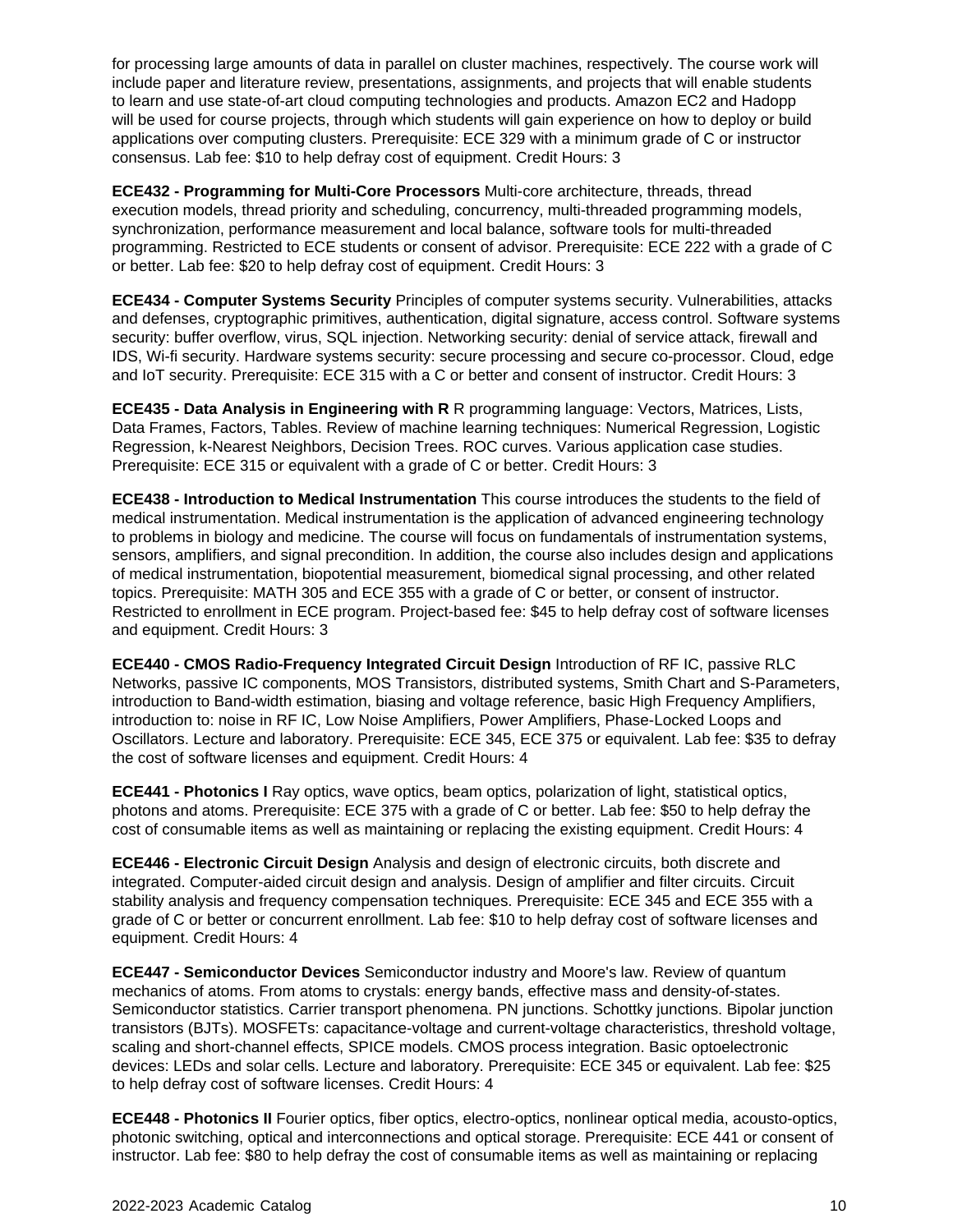for processing large amounts of data in parallel on cluster machines, respectively. The course work will include paper and literature review, presentations, assignments, and projects that will enable students to learn and use state-of-art cloud computing technologies and products. Amazon EC2 and Hadopp will be used for course projects, through which students will gain experience on how to deploy or build applications over computing clusters. Prerequisite: ECE 329 with a minimum grade of C or instructor consensus. Lab fee: $10 to help defray cost of equipment. Credit Hours: 3

**ECE432 - Programming for Multi-Core Processors** Multi-core architecture, threads, thread execution models, thread priority and scheduling, concurrency, multi-threaded programming models, synchronization, performance measurement and local balance, software tools for multi-threaded programming. Restricted to ECE students or consent of advisor. Prerequisite: ECE 222 with a grade of C or better. Lab fee: $20 to help defray cost of equipment. Credit Hours: 3

**ECE434 - Computer Systems Security** Principles of computer systems security. Vulnerabilities, attacks and defenses, cryptographic primitives, authentication, digital signature, access control. Software systems security: buffer overflow, virus, SQL injection. Networking security: denial of service attack, firewall and IDS, Wi-fi security. Hardware systems security: secure processing and secure co-processor. Cloud, edge and IoT security. Prerequisite: ECE 315 with a C or better and consent of instructor. Credit Hours: 3

**ECE435 - Data Analysis in Engineering with R** R programming language: Vectors, Matrices, Lists, Data Frames, Factors, Tables. Review of machine learning techniques: Numerical Regression, Logistic Regression, k-Nearest Neighbors, Decision Trees. ROC curves. Various application case studies. Prerequisite: ECE 315 or equivalent with a grade of C or better. Credit Hours: 3

**ECE438 - Introduction to Medical Instrumentation** This course introduces the students to the field of medical instrumentation. Medical instrumentation is the application of advanced engineering technology to problems in biology and medicine. The course will focus on fundamentals of instrumentation systems, sensors, amplifiers, and signal precondition. In addition, the course also includes design and applications of medical instrumentation, biopotential measurement, biomedical signal processing, and other related topics. Prerequisite: MATH 305 and ECE 355 with a grade of C or better, or consent of instructor. Restricted to enrollment in ECE program. Project-based fee: $45 to help defray cost of software licenses and equipment. Credit Hours: 3

**ECE440 - CMOS Radio-Frequency Integrated Circuit Design** Introduction of RF IC, passive RLC Networks, passive IC components, MOS Transistors, distributed systems, Smith Chart and S-Parameters, introduction to Band-width estimation, biasing and voltage reference, basic High Frequency Amplifiers, introduction to: noise in RF IC, Low Noise Amplifiers, Power Amplifiers, Phase-Locked Loops and Oscillators. Lecture and laboratory. Prerequisite: ECE 345, ECE 375 or equivalent. Lab fee: $35 to defray the cost of software licenses and equipment. Credit Hours: 4

**ECE441 - Photonics I** Ray optics, wave optics, beam optics, polarization of light, statistical optics, photons and atoms. Prerequisite: ECE 375 with a grade of C or better. Lab fee: $50 to help defray the cost of consumable items as well as maintaining or replacing the existing equipment. Credit Hours: 4

**ECE446 - Electronic Circuit Design** Analysis and design of electronic circuits, both discrete and integrated. Computer-aided circuit design and analysis. Design of amplifier and filter circuits. Circuit stability analysis and frequency compensation techniques. Prerequisite: ECE 345 and ECE 355 with a grade of C or better or concurrent enrollment. Lab fee: $10 to help defray cost of software licenses and equipment. Credit Hours: 4

**ECE447 - Semiconductor Devices** Semiconductor industry and Moore's law. Review of quantum mechanics of atoms. From atoms to crystals: energy bands, effective mass and density-of-states. Semiconductor statistics. Carrier transport phenomena. PN junctions. Schottky junctions. Bipolar junction transistors (BJTs). MOSFETs: capacitance-voltage and current-voltage characteristics, threshold voltage, scaling and short-channel effects, SPICE models. CMOS process integration. Basic optoelectronic devices: LEDs and solar cells. Lecture and laboratory. Prerequisite: ECE 345 or equivalent. Lab fee: $25 to help defray cost of software licenses. Credit Hours: 4

**ECE448 - Photonics II** Fourier optics, fiber optics, electro-optics, nonlinear optical media, acousto-optics, photonic switching, optical and interconnections and optical storage. Prerequisite: ECE 441 or consent of instructor. Lab fee: $80 to help defray the cost of consumable items as well as maintaining or replacing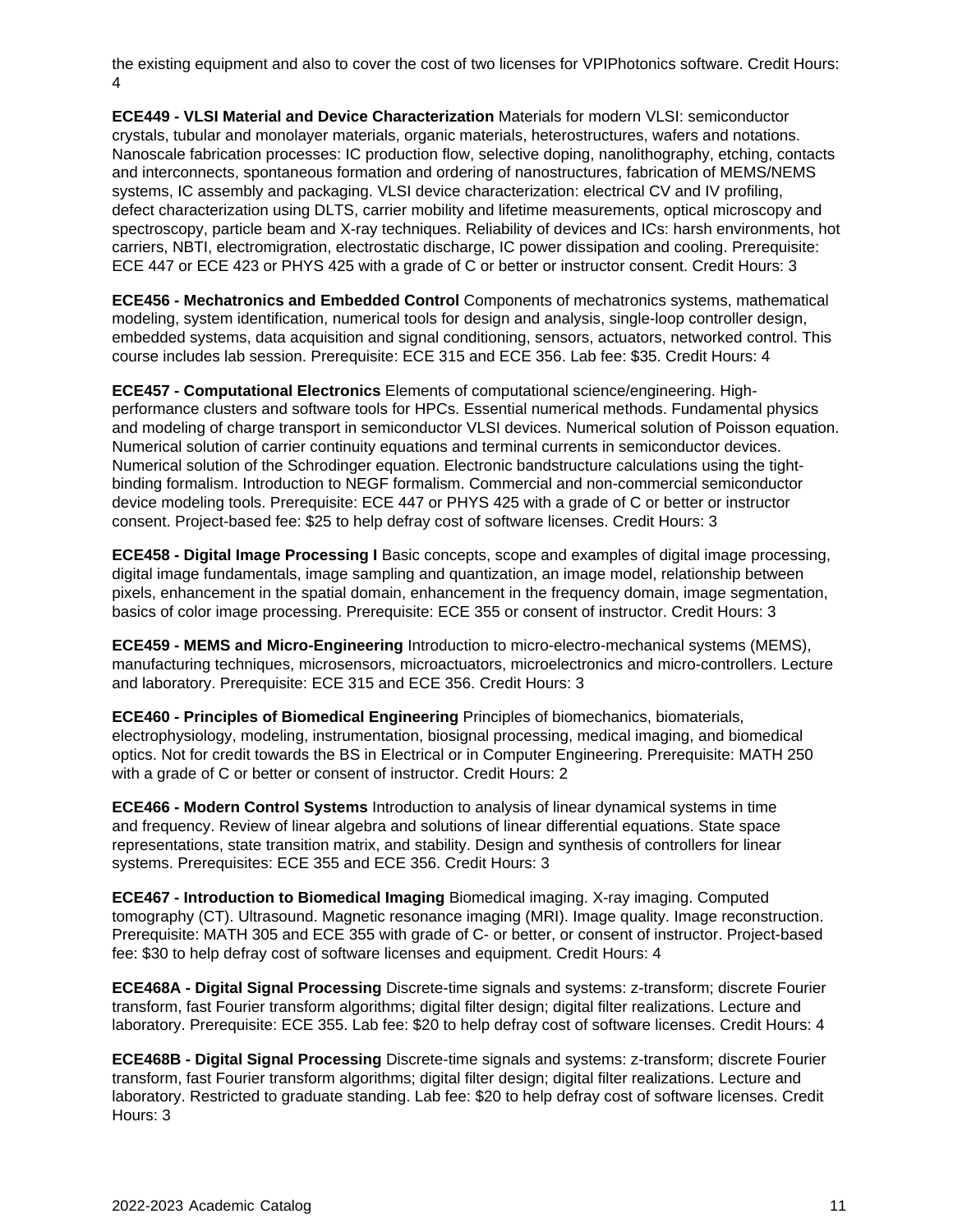the existing equipment and also to cover the cost of two licenses for VPIPhotonics software. Credit Hours: 4

**ECE449 - VLSI Material and Device Characterization** Materials for modern VLSI: semiconductor crystals, tubular and monolayer materials, organic materials, heterostructures, wafers and notations. Nanoscale fabrication processes: IC production flow, selective doping, nanolithography, etching, contacts and interconnects, spontaneous formation and ordering of nanostructures, fabrication of MEMS/NEMS systems, IC assembly and packaging. VLSI device characterization: electrical CV and IV profiling, defect characterization using DLTS, carrier mobility and lifetime measurements, optical microscopy and spectroscopy, particle beam and X-ray techniques. Reliability of devices and ICs: harsh environments, hot carriers, NBTI, electromigration, electrostatic discharge, IC power dissipation and cooling. Prerequisite: ECE 447 or ECE 423 or PHYS 425 with a grade of C or better or instructor consent. Credit Hours: 3

**ECE456 - Mechatronics and Embedded Control** Components of mechatronics systems, mathematical modeling, system identification, numerical tools for design and analysis, single-loop controller design, embedded systems, data acquisition and signal conditioning, sensors, actuators, networked control. This course includes lab session. Prerequisite: ECE 315 and ECE 356. Lab fee: $35. Credit Hours: 4

**ECE457 - Computational Electronics** Elements of computational science/engineering. High-performance clusters and software tools for HPCs. Essential numerical methods. Fundamental physics and modeling of charge transport in semiconductor VLSI devices. Numerical solution of Poisson equation. Numerical solution of carrier continuity equations and terminal currents in semiconductor devices. Numerical solution of the Schrodinger equation. Electronic bandstructure calculations using the tight-binding formalism. Introduction to NEGF formalism. Commercial and non-commercial semiconductor device modeling tools. Prerequisite: ECE 447 or PHYS 425 with a grade of C or better or instructor consent. Project-based fee: $25 to help defray cost of software licenses. Credit Hours: 3

**ECE458 - Digital Image Processing I** Basic concepts, scope and examples of digital image processing, digital image fundamentals, image sampling and quantization, an image model, relationship between pixels, enhancement in the spatial domain, enhancement in the frequency domain, image segmentation, basics of color image processing. Prerequisite: ECE 355 or consent of instructor. Credit Hours: 3

**ECE459 - MEMS and Micro-Engineering** Introduction to micro-electro-mechanical systems (MEMS), manufacturing techniques, microsensors, microactuators, microelectronics and micro-controllers. Lecture and laboratory. Prerequisite: ECE 315 and ECE 356. Credit Hours: 3

**ECE460 - Principles of Biomedical Engineering** Principles of biomechanics, biomaterials, electrophysiology, modeling, instrumentation, biosignal processing, medical imaging, and biomedical optics. Not for credit towards the BS in Electrical or in Computer Engineering. Prerequisite: MATH 250 with a grade of C or better or consent of instructor. Credit Hours: 2

**ECE466 - Modern Control Systems** Introduction to analysis of linear dynamical systems in time and frequency. Review of linear algebra and solutions of linear differential equations. State space representations, state transition matrix, and stability. Design and synthesis of controllers for linear systems. Prerequisites: ECE 355 and ECE 356. Credit Hours: 3

**ECE467 - Introduction to Biomedical Imaging** Biomedical imaging. X-ray imaging. Computed tomography (CT). Ultrasound. Magnetic resonance imaging (MRI). Image quality. Image reconstruction. Prerequisite: MATH 305 and ECE 355 with grade of C- or better, or consent of instructor. Project-based fee: $30 to help defray cost of software licenses and equipment. Credit Hours: 4

**ECE468A - Digital Signal Processing** Discrete-time signals and systems: z-transform; discrete Fourier transform, fast Fourier transform algorithms; digital filter design; digital filter realizations. Lecture and laboratory. Prerequisite: ECE 355. Lab fee: $20 to help defray cost of software licenses. Credit Hours: 4

**ECE468B - Digital Signal Processing** Discrete-time signals and systems: z-transform; discrete Fourier transform, fast Fourier transform algorithms; digital filter design; digital filter realizations. Lecture and laboratory. Restricted to graduate standing. Lab fee: $20 to help defray cost of software licenses. Credit Hours: 3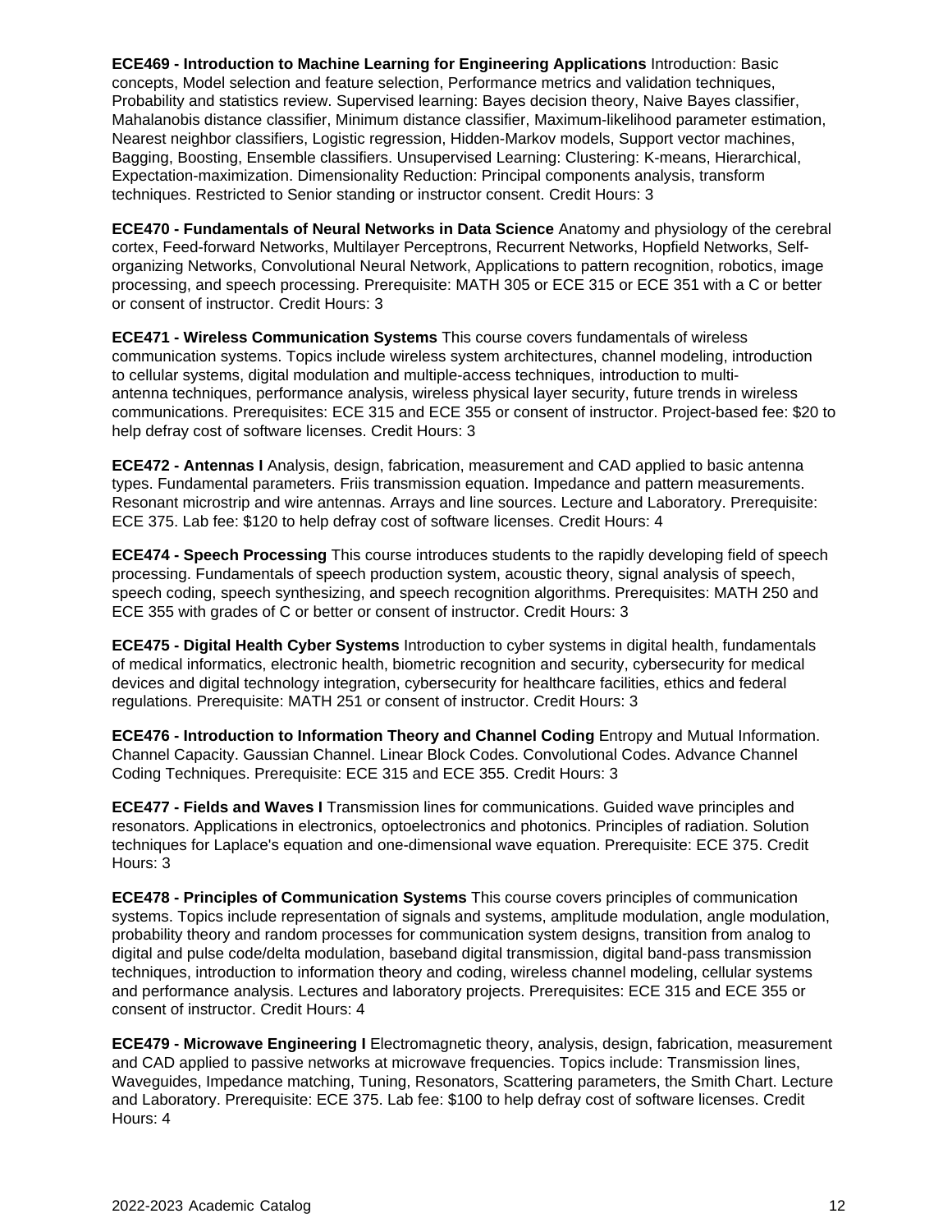**ECE469 - Introduction to Machine Learning for Engineering Applications** Introduction: Basic concepts, Model selection and feature selection, Performance metrics and validation techniques, Probability and statistics review. Supervised learning: Bayes decision theory, Naive Bayes classifier, Mahalanobis distance classifier, Minimum distance classifier, Maximum-likelihood parameter estimation, Nearest neighbor classifiers, Logistic regression, Hidden-Markov models, Support vector machines, Bagging, Boosting, Ensemble classifiers. Unsupervised Learning: Clustering: K-means, Hierarchical, Expectation-maximization. Dimensionality Reduction: Principal components analysis, transform techniques. Restricted to Senior standing or instructor consent. Credit Hours: 3

**ECE470 - Fundamentals of Neural Networks in Data Science** Anatomy and physiology of the cerebral cortex, Feed-forward Networks, Multilayer Perceptrons, Recurrent Networks, Hopfield Networks, Self-organizing Networks, Convolutional Neural Network, Applications to pattern recognition, robotics, image processing, and speech processing. Prerequisite: MATH 305 or ECE 315 or ECE 351 with a C or better or consent of instructor. Credit Hours: 3

**ECE471 - Wireless Communication Systems** This course covers fundamentals of wireless communication systems. Topics include wireless system architectures, channel modeling, introduction to cellular systems, digital modulation and multiple-access techniques, introduction to multi-antenna techniques, performance analysis, wireless physical layer security, future trends in wireless communications. Prerequisites: ECE 315 and ECE 355 or consent of instructor. Project-based fee: $20 to help defray cost of software licenses. Credit Hours: 3

**ECE472 - Antennas I** Analysis, design, fabrication, measurement and CAD applied to basic antenna types. Fundamental parameters. Friis transmission equation. Impedance and pattern measurements. Resonant microstrip and wire antennas. Arrays and line sources. Lecture and Laboratory. Prerequisite: ECE 375. Lab fee: $120 to help defray cost of software licenses. Credit Hours: 4

**ECE474 - Speech Processing** This course introduces students to the rapidly developing field of speech processing. Fundamentals of speech production system, acoustic theory, signal analysis of speech, speech coding, speech synthesizing, and speech recognition algorithms. Prerequisites: MATH 250 and ECE 355 with grades of C or better or consent of instructor. Credit Hours: 3

**ECE475 - Digital Health Cyber Systems** Introduction to cyber systems in digital health, fundamentals of medical informatics, electronic health, biometric recognition and security, cybersecurity for medical devices and digital technology integration, cybersecurity for healthcare facilities, ethics and federal regulations. Prerequisite: MATH 251 or consent of instructor. Credit Hours: 3

**ECE476 - Introduction to Information Theory and Channel Coding** Entropy and Mutual Information. Channel Capacity. Gaussian Channel. Linear Block Codes. Convolutional Codes. Advance Channel Coding Techniques. Prerequisite: ECE 315 and ECE 355. Credit Hours: 3

**ECE477 - Fields and Waves I** Transmission lines for communications. Guided wave principles and resonators. Applications in electronics, optoelectronics and photonics. Principles of radiation. Solution techniques for Laplace's equation and one-dimensional wave equation. Prerequisite: ECE 375. Credit Hours: 3

**ECE478 - Principles of Communication Systems** This course covers principles of communication systems. Topics include representation of signals and systems, amplitude modulation, angle modulation, probability theory and random processes for communication system designs, transition from analog to digital and pulse code/delta modulation, baseband digital transmission, digital band-pass transmission techniques, introduction to information theory and coding, wireless channel modeling, cellular systems and performance analysis. Lectures and laboratory projects. Prerequisites: ECE 315 and ECE 355 or consent of instructor. Credit Hours: 4

**ECE479 - Microwave Engineering I** Electromagnetic theory, analysis, design, fabrication, measurement and CAD applied to passive networks at microwave frequencies. Topics include: Transmission lines, Waveguides, Impedance matching, Tuning, Resonators, Scattering parameters, the Smith Chart. Lecture and Laboratory. Prerequisite: ECE 375. Lab fee: $100 to help defray cost of software licenses. Credit Hours: 4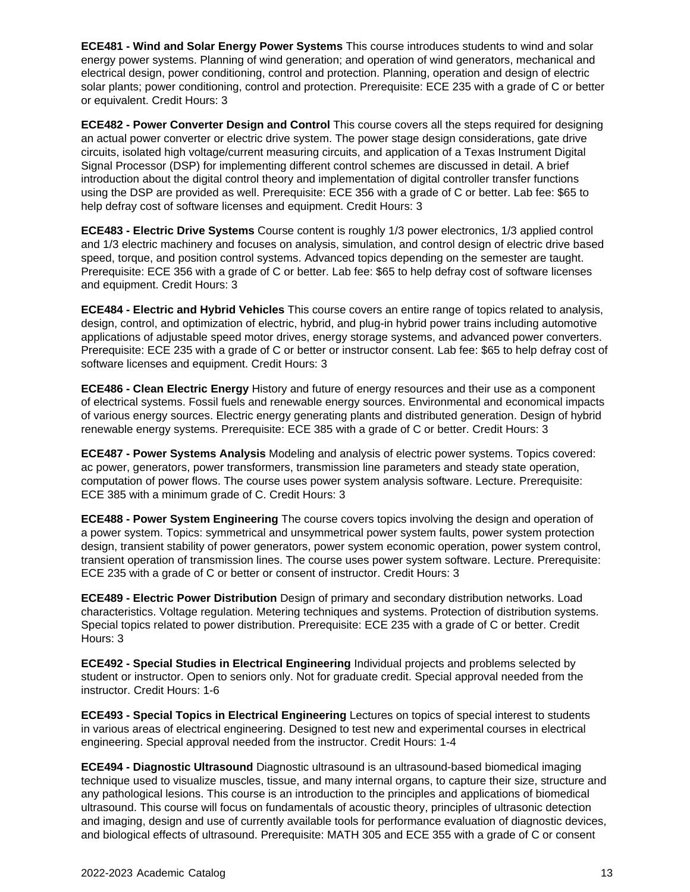**ECE481 - Wind and Solar Energy Power Systems** This course introduces students to wind and solar energy power systems. Planning of wind generation; and operation of wind generators, mechanical and electrical design, power conditioning, control and protection. Planning, operation and design of electric solar plants; power conditioning, control and protection. Prerequisite: ECE 235 with a grade of C or better or equivalent. Credit Hours: 3

**ECE482 - Power Converter Design and Control** This course covers all the steps required for designing an actual power converter or electric drive system. The power stage design considerations, gate drive circuits, isolated high voltage/current measuring circuits, and application of a Texas Instrument Digital Signal Processor (DSP) for implementing different control schemes are discussed in detail. A brief introduction about the digital control theory and implementation of digital controller transfer functions using the DSP are provided as well. Prerequisite: ECE 356 with a grade of C or better. Lab fee: $65 to help defray cost of software licenses and equipment. Credit Hours: 3

**ECE483 - Electric Drive Systems** Course content is roughly 1/3 power electronics, 1/3 applied control and 1/3 electric machinery and focuses on analysis, simulation, and control design of electric drive based speed, torque, and position control systems. Advanced topics depending on the semester are taught. Prerequisite: ECE 356 with a grade of C or better. Lab fee: $65 to help defray cost of software licenses and equipment. Credit Hours: 3

**ECE484 - Electric and Hybrid Vehicles** This course covers an entire range of topics related to analysis, design, control, and optimization of electric, hybrid, and plug-in hybrid power trains including automotive applications of adjustable speed motor drives, energy storage systems, and advanced power converters. Prerequisite: ECE 235 with a grade of C or better or instructor consent. Lab fee: $65 to help defray cost of software licenses and equipment. Credit Hours: 3

**ECE486 - Clean Electric Energy** History and future of energy resources and their use as a component of electrical systems. Fossil fuels and renewable energy sources. Environmental and economical impacts of various energy sources. Electric energy generating plants and distributed generation. Design of hybrid renewable energy systems. Prerequisite: ECE 385 with a grade of C or better. Credit Hours: 3

**ECE487 - Power Systems Analysis** Modeling and analysis of electric power systems. Topics covered: ac power, generators, power transformers, transmission line parameters and steady state operation, computation of power flows. The course uses power system analysis software. Lecture. Prerequisite: ECE 385 with a minimum grade of C. Credit Hours: 3

**ECE488 - Power System Engineering** The course covers topics involving the design and operation of a power system. Topics: symmetrical and unsymmetrical power system faults, power system protection design, transient stability of power generators, power system economic operation, power system control, transient operation of transmission lines. The course uses power system software. Lecture. Prerequisite: ECE 235 with a grade of C or better or consent of instructor. Credit Hours: 3

**ECE489 - Electric Power Distribution** Design of primary and secondary distribution networks. Load characteristics. Voltage regulation. Metering techniques and systems. Protection of distribution systems. Special topics related to power distribution. Prerequisite: ECE 235 with a grade of C or better. Credit Hours: 3

**ECE492 - Special Studies in Electrical Engineering** Individual projects and problems selected by student or instructor. Open to seniors only. Not for graduate credit. Special approval needed from the instructor. Credit Hours: 1-6

**ECE493 - Special Topics in Electrical Engineering** Lectures on topics of special interest to students in various areas of electrical engineering. Designed to test new and experimental courses in electrical engineering. Special approval needed from the instructor. Credit Hours: 1-4

**ECE494 - Diagnostic Ultrasound** Diagnostic ultrasound is an ultrasound-based biomedical imaging technique used to visualize muscles, tissue, and many internal organs, to capture their size, structure and any pathological lesions. This course is an introduction to the principles and applications of biomedical ultrasound. This course will focus on fundamentals of acoustic theory, principles of ultrasonic detection and imaging, design and use of currently available tools for performance evaluation of diagnostic devices, and biological effects of ultrasound. Prerequisite: MATH 305 and ECE 355 with a grade of C or consent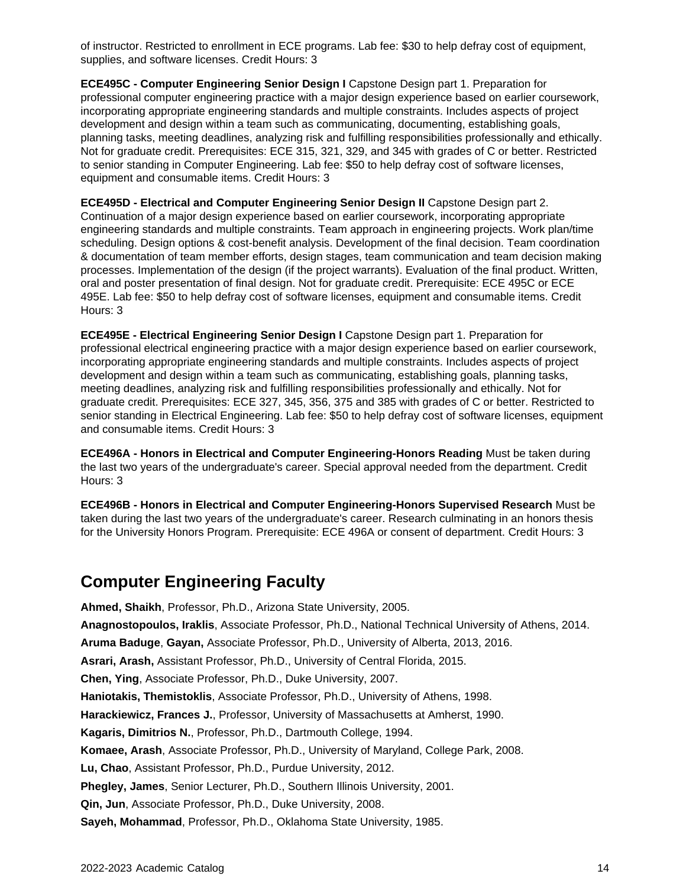of instructor. Restricted to enrollment in ECE programs. Lab fee: $30 to help defray cost of equipment, supplies, and software licenses. Credit Hours: 3

**ECE495C - Computer Engineering Senior Design I** Capstone Design part 1. Preparation for professional computer engineering practice with a major design experience based on earlier coursework, incorporating appropriate engineering standards and multiple constraints. Includes aspects of project development and design within a team such as communicating, documenting, establishing goals, planning tasks, meeting deadlines, analyzing risk and fulfilling responsibilities professionally and ethically. Not for graduate credit. Prerequisites: ECE 315, 321, 329, and 345 with grades of C or better. Restricted to senior standing in Computer Engineering. Lab fee: $50 to help defray cost of software licenses, equipment and consumable items. Credit Hours: 3

**ECE495D - Electrical and Computer Engineering Senior Design II** Capstone Design part 2. Continuation of a major design experience based on earlier coursework, incorporating appropriate engineering standards and multiple constraints. Team approach in engineering projects. Work plan/time scheduling. Design options & cost-benefit analysis. Development of the final decision. Team coordination & documentation of team member efforts, design stages, team communication and team decision making processes. Implementation of the design (if the project warrants). Evaluation of the final product. Written, oral and poster presentation of final design. Not for graduate credit. Prerequisite: ECE 495C or ECE 495E. Lab fee: $50 to help defray cost of software licenses, equipment and consumable items. Credit Hours: 3

**ECE495E - Electrical Engineering Senior Design I** Capstone Design part 1. Preparation for professional electrical engineering practice with a major design experience based on earlier coursework, incorporating appropriate engineering standards and multiple constraints. Includes aspects of project development and design within a team such as communicating, establishing goals, planning tasks, meeting deadlines, analyzing risk and fulfilling responsibilities professionally and ethically. Not for graduate credit. Prerequisites: ECE 327, 345, 356, 375 and 385 with grades of C or better. Restricted to senior standing in Electrical Engineering. Lab fee: $50 to help defray cost of software licenses, equipment and consumable items. Credit Hours: 3

**ECE496A - Honors in Electrical and Computer Engineering-Honors Reading** Must be taken during the last two years of the undergraduate's career. Special approval needed from the department. Credit Hours: 3

**ECE496B - Honors in Electrical and Computer Engineering-Honors Supervised Research** Must be taken during the last two years of the undergraduate's career. Research culminating in an honors thesis for the University Honors Program. Prerequisite: ECE 496A or consent of department. Credit Hours: 3

## Computer Engineering Faculty

**Ahmed, Shaikh**, Professor, Ph.D., Arizona State University, 2005.

**Anagnostopoulos, Iraklis**, Associate Professor, Ph.D., National Technical University of Athens, 2014.

**Aruma Baduge**, **Gayan,** Associate Professor, Ph.D., University of Alberta, 2013, 2016.

**Asrari, Arash,** Assistant Professor, Ph.D., University of Central Florida, 2015.

**Chen, Ying**, Associate Professor, Ph.D., Duke University, 2007.

**Haniotakis, Themistoklis**, Associate Professor, Ph.D., University of Athens, 1998.

**Harackiewicz, Frances J.**, Professor, University of Massachusetts at Amherst, 1990.

**Kagaris, Dimitrios N.**, Professor, Ph.D., Dartmouth College, 1994.

**Komaee, Arash**, Associate Professor, Ph.D., University of Maryland, College Park, 2008.

**Lu, Chao**, Assistant Professor, Ph.D., Purdue University, 2012.

**Phegley, James**, Senior Lecturer, Ph.D., Southern Illinois University, 2001.

**Qin, Jun**, Associate Professor, Ph.D., Duke University, 2008.

**Sayeh, Mohammad**, Professor, Ph.D., Oklahoma State University, 1985.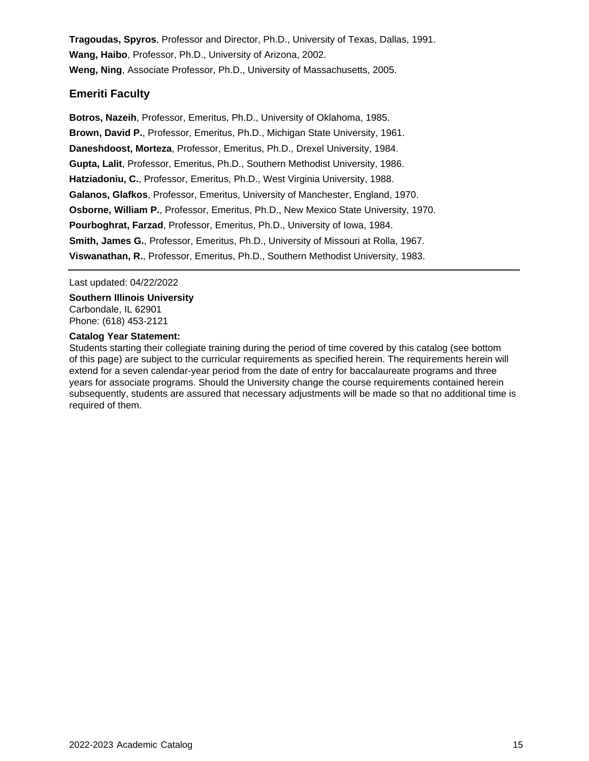**Tragoudas, Spyros**, Professor and Director, Ph.D., University of Texas, Dallas, 1991.

**Wang, Haibo**, Professor, Ph.D., University of Arizona, 2002.

**Weng, Ning**, Associate Professor, Ph.D., University of Massachusetts, 2005.

## Emeriti Faculty

**Botros, Nazeih**, Professor, Emeritus, Ph.D., University of Oklahoma, 1985.

**Brown, David P.**, Professor, Emeritus, Ph.D., Michigan State University, 1961.

**Daneshdoost, Morteza**, Professor, Emeritus, Ph.D., Drexel University, 1984.

**Gupta, Lalit**, Professor, Emeritus, Ph.D., Southern Methodist University, 1986.

**Hatziadoniu, C.**, Professor, Emeritus, Ph.D., West Virginia University, 1988.

**Galanos, Glafkos**, Professor, Emeritus, University of Manchester, England, 1970.

**Osborne, William P.**, Professor, Emeritus, Ph.D., New Mexico State University, 1970.

**Pourboghrat, Farzad**, Professor, Emeritus, Ph.D., University of Iowa, 1984.

**Smith, James G.**, Professor, Emeritus, Ph.D., University of Missouri at Rolla, 1967.

**Viswanathan, R.**, Professor, Emeritus, Ph.D., Southern Methodist University, 1983.

---

Last updated: 04/22/2022

**Southern Illinois University**
Carbondale, IL 62901
Phone: (618) 453-2121

**Catalog Year Statement:**
Students starting their collegiate training during the period of time covered by this catalog (see bottom of this page) are subject to the curricular requirements as specified herein. The requirements herein will extend for a seven calendar-year period from the date of entry for baccalaureate programs and three years for associate programs. Should the University change the course requirements contained herein subsequently, students are assured that necessary adjustments will be made so that no additional time is required of them.